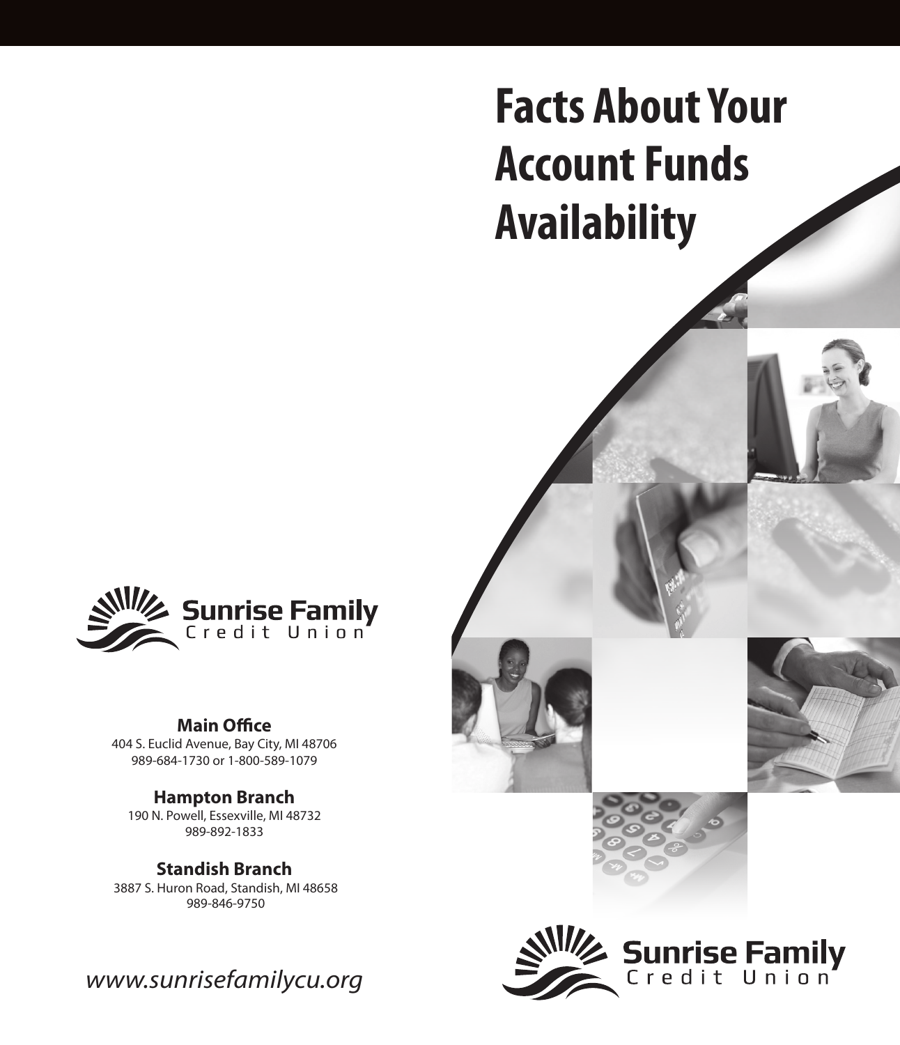# Facts About Your Account Funds Availability

Sunrise Family Credit Union

**Main Office**
404 S. Euclid Avenue, Bay City, MI 48706
989-684-1730 or 1-800-589-1079

**Hampton Branch**
190 N. Powell, Essexville, MI 48732
989-892-1833

**Standish Branch**
3887 S. Huron Road, Standish, MI 48658
989-846-9750

*www.sunrisefamilycu.org*

Sunrise Family Credit Union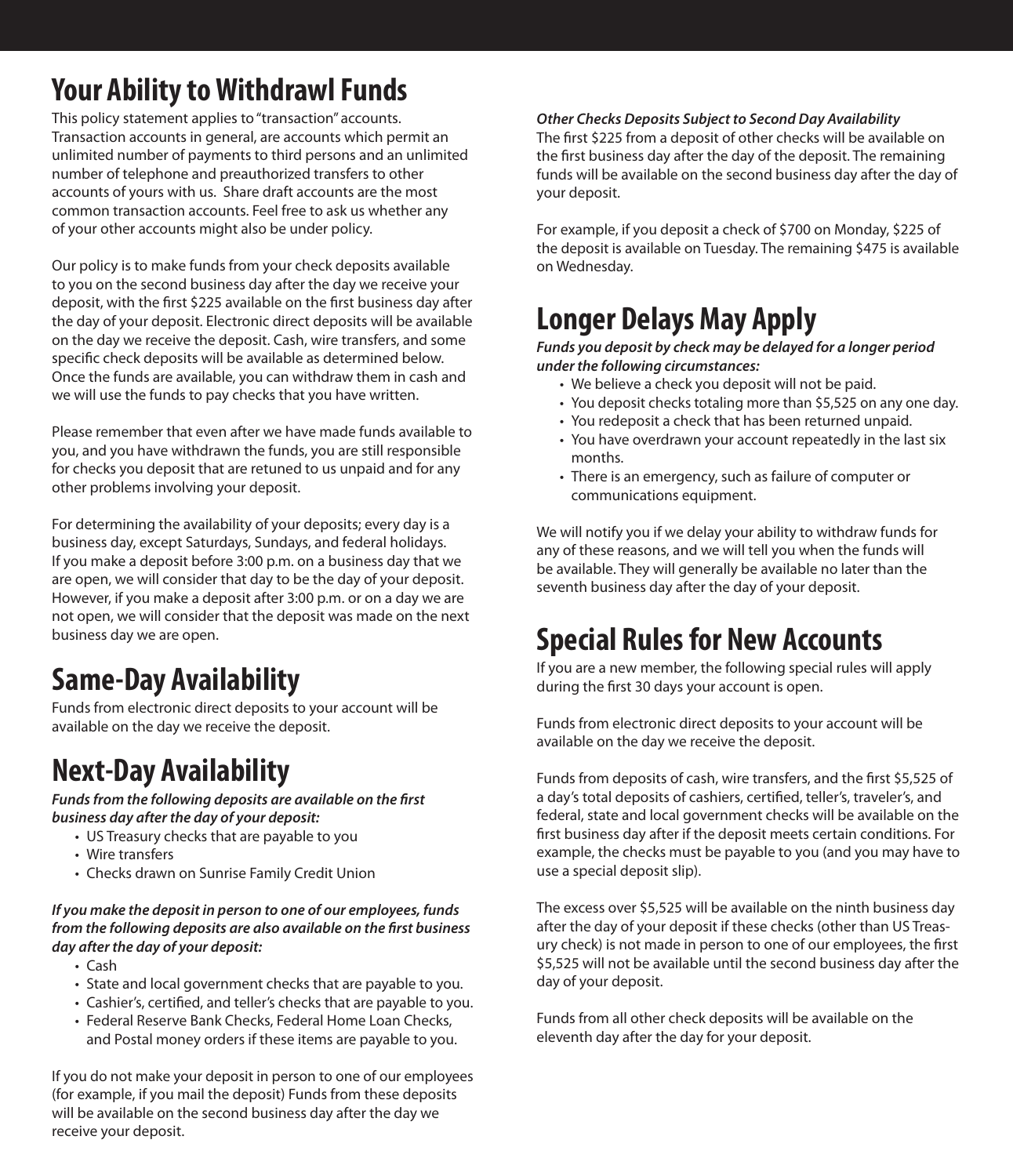## Your Ability to Withdrawl Funds

This policy statement applies to "transaction" accounts. Transaction accounts in general, are accounts which permit an unlimited number of payments to third persons and an unlimited number of telephone and preauthorized transfers to other accounts of yours with us. Share draft accounts are the most common transaction accounts. Feel free to ask us whether any of your other accounts might also be under policy.

Our policy is to make funds from your check deposits available to you on the second business day after the day we receive your deposit, with the first $225 available on the first business day after the day of your deposit. Electronic direct deposits will be available on the day we receive the deposit. Cash, wire transfers, and some specific check deposits will be available as determined below. Once the funds are available, you can withdraw them in cash and we will use the funds to pay checks that you have written.

Please remember that even after we have made funds available to you, and you have withdrawn the funds, you are still responsible for checks you deposit that are retuned to us unpaid and for any other problems involving your deposit.

For determining the availability of your deposits; every day is a business day, except Saturdays, Sundays, and federal holidays. If you make a deposit before 3:00 p.m. on a business day that we are open, we will consider that day to be the day of your deposit. However, if you make a deposit after 3:00 p.m. or on a day we are not open, we will consider that the deposit was made on the next business day we are open.

## Same-Day Availability

Funds from electronic direct deposits to your account will be available on the day we receive the deposit.

## Next-Day Availability

***Funds from the following deposits are available on the first business day after the day of your deposit:***

- US Treasury checks that are payable to you
- Wire transfers
- Checks drawn on Sunrise Family Credit Union

***If you make the deposit in person to one of our employees, funds from the following deposits are also available on the first business day after the day of your deposit:***

- Cash
- State and local government checks that are payable to you.
- Cashier's, certified, and teller's checks that are payable to you.
- Federal Reserve Bank Checks, Federal Home Loan Checks, and Postal money orders if these items are payable to you.

If you do not make your deposit in person to one of our employees (for example, if you mail the deposit) Funds from these deposits will be available on the second business day after the day we receive your deposit.

***Other Checks Deposits Subject to Second Day Availability***

The first $225 from a deposit of other checks will be available on the first business day after the day of the deposit. The remaining funds will be available on the second business day after the day of your deposit.

For example, if you deposit a check of $700 on Monday, $225 of the deposit is available on Tuesday. The remaining $475 is available on Wednesday.

## Longer Delays May Apply

***Funds you deposit by check may be delayed for a longer period under the following circumstances:***

- We believe a check you deposit will not be paid.
- You deposit checks totaling more than $5,525 on any one day.
- You redeposit a check that has been returned unpaid.
- You have overdrawn your account repeatedly in the last six months.
- There is an emergency, such as failure of computer or communications equipment.

We will notify you if we delay your ability to withdraw funds for any of these reasons, and we will tell you when the funds will be available. They will generally be available no later than the seventh business day after the day of your deposit.

## Special Rules for New Accounts

If you are a new member, the following special rules will apply during the first 30 days your account is open.

Funds from electronic direct deposits to your account will be available on the day we receive the deposit.

Funds from deposits of cash, wire transfers, and the first $5,525 of a day's total deposits of cashiers, certified, teller's, traveler's, and federal, state and local government checks will be available on the first business day after if the deposit meets certain conditions. For example, the checks must be payable to you (and you may have to use a special deposit slip).

The excess over $5,525 will be available on the ninth business day after the day of your deposit if these checks (other than US Treasury check) is not made in person to one of our employees, the first $5,525 will not be available until the second business day after the day of your deposit.

Funds from all other check deposits will be available on the eleventh day after the day for your deposit.